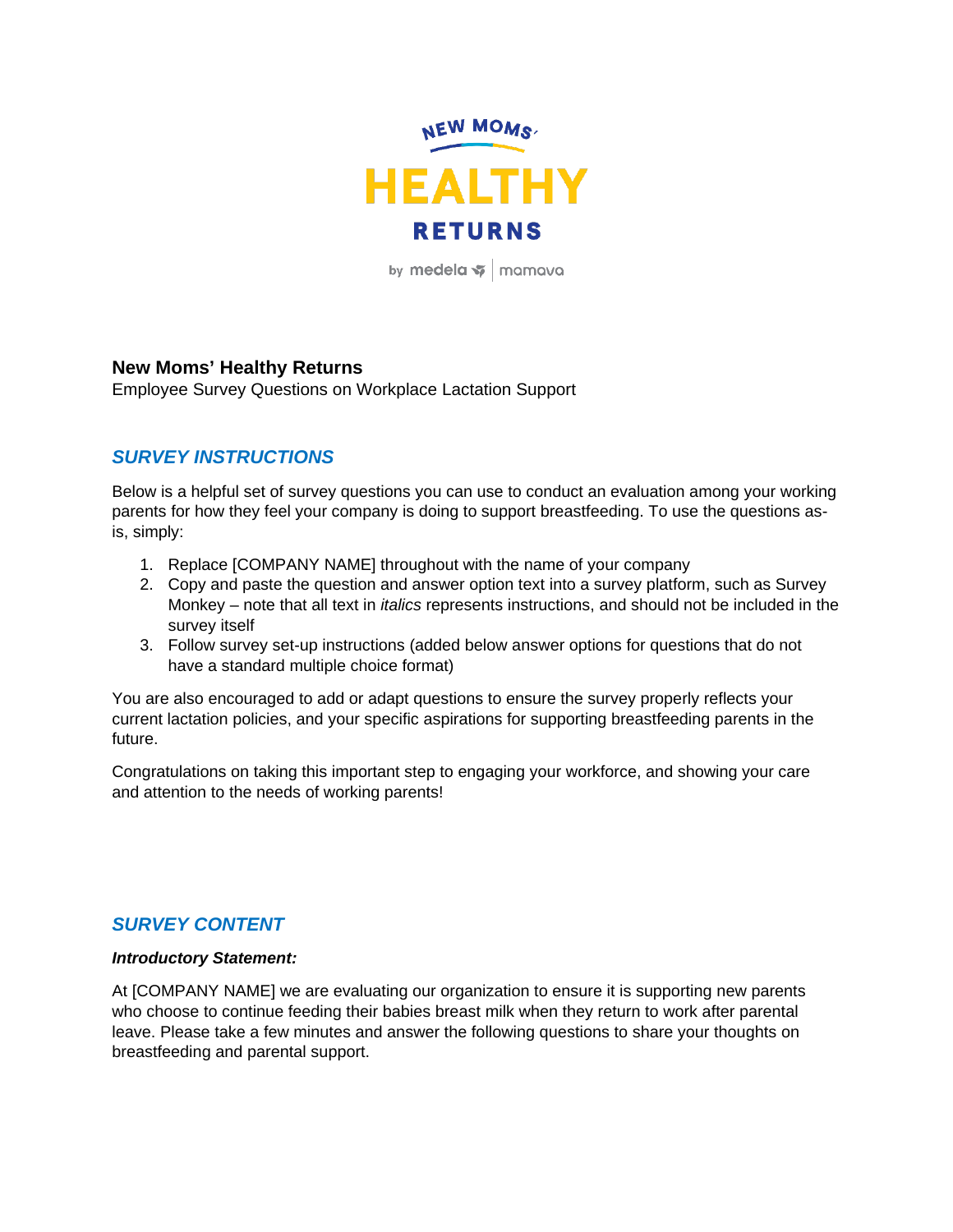# New Moms' Healthy Returns

**New Moms' Healthy Returns**
Employee Survey Questions on Workplace Lactation Support

## *SURVEY INSTRUCTIONS*

Below is a helpful set of survey questions you can use to conduct an evaluation among your working parents for how they feel your company is doing to support breastfeeding. To use the questions as-is, simply:

1. Replace [COMPANY NAME] throughout with the name of your company
2. Copy and paste the question and answer option text into a survey platform, such as Survey Monkey – note that all text in *italics* represents instructions, and should not be included in the survey itself
3. Follow survey set-up instructions (added below answer options for questions that do not have a standard multiple choice format)

You are also encouraged to add or adapt questions to ensure the survey properly reflects your current lactation policies, and your specific aspirations for supporting breastfeeding parents in the future.

Congratulations on taking this important step to engaging your workforce, and showing your care and attention to the needs of working parents!

## *SURVEY CONTENT*

***Introductory Statement:***

At [COMPANY NAME] we are evaluating our organization to ensure it is supporting new parents who choose to continue feeding their babies breast milk when they return to work after parental leave. Please take a few minutes and answer the following questions to share your thoughts on breastfeeding and parental support.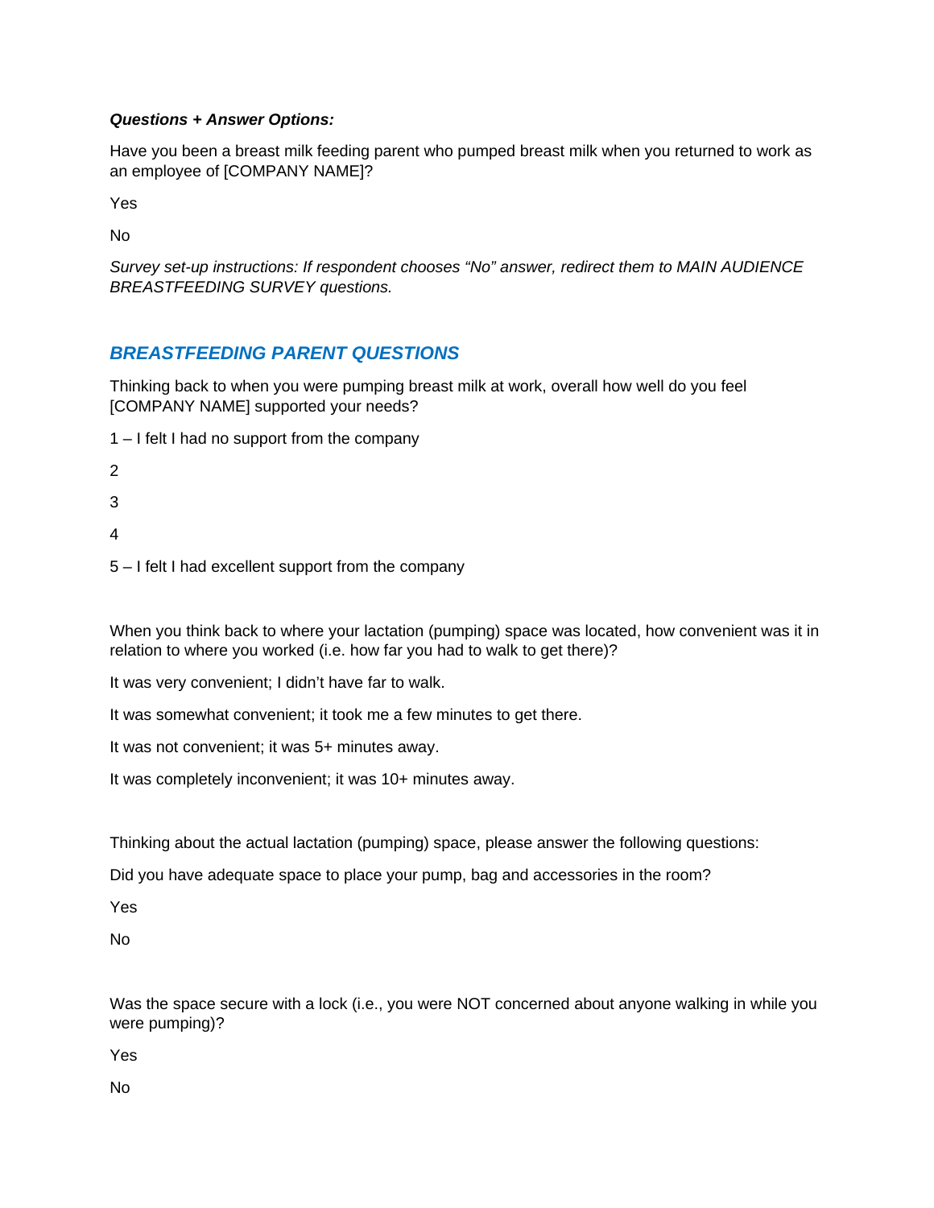***Questions + Answer Options:***

Have you been a breast milk feeding parent who pumped breast milk when you returned to work as an employee of [COMPANY NAME]?

Yes

No

*Survey set-up instructions: If respondent chooses "No" answer, redirect them to MAIN AUDIENCE BREASTFEEDING SURVEY questions.*

## *BREASTFEEDING PARENT QUESTIONS*

Thinking back to when you were pumping breast milk at work, overall how well do you feel [COMPANY NAME] supported your needs?

1 – I felt I had no support from the company

2

3

4

5 – I felt I had excellent support from the company

When you think back to where your lactation (pumping) space was located, how convenient was it in relation to where you worked (i.e. how far you had to walk to get there)?

It was very convenient; I didn't have far to walk.

It was somewhat convenient; it took me a few minutes to get there.

It was not convenient; it was 5+ minutes away.

It was completely inconvenient; it was 10+ minutes away.

Thinking about the actual lactation (pumping) space, please answer the following questions:

Did you have adequate space to place your pump, bag and accessories in the room?

Yes

No

Was the space secure with a lock (i.e., you were NOT concerned about anyone walking in while you were pumping)?

Yes

No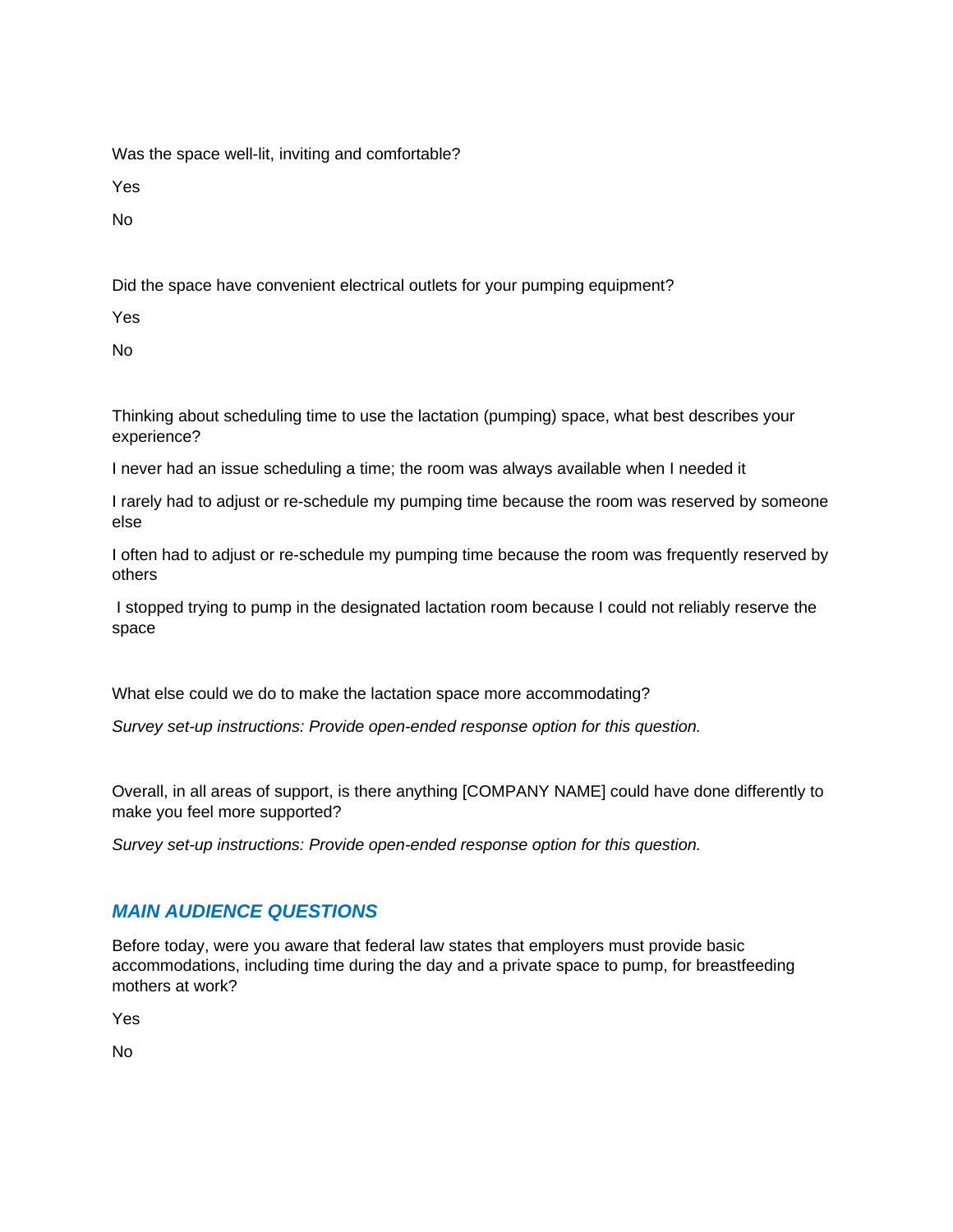Was the space well-lit, inviting and comfortable?

Yes

No

Did the space have convenient electrical outlets for your pumping equipment?

Yes

No

Thinking about scheduling time to use the lactation (pumping) space, what best describes your experience?

I never had an issue scheduling a time; the room was always available when I needed it

I rarely had to adjust or re-schedule my pumping time because the room was reserved by someone else

I often had to adjust or re-schedule my pumping time because the room was frequently reserved by others

I stopped trying to pump in the designated lactation room because I could not reliably reserve the space

What else could we do to make the lactation space more accommodating?

*Survey set-up instructions: Provide open-ended response option for this question.*

Overall, in all areas of support, is there anything [COMPANY NAME] could have done differently to make you feel more supported?

*Survey set-up instructions: Provide open-ended response option for this question.*

## *MAIN AUDIENCE QUESTIONS*

Before today, were you aware that federal law states that employers must provide basic accommodations, including time during the day and a private space to pump, for breastfeeding mothers at work?

Yes

No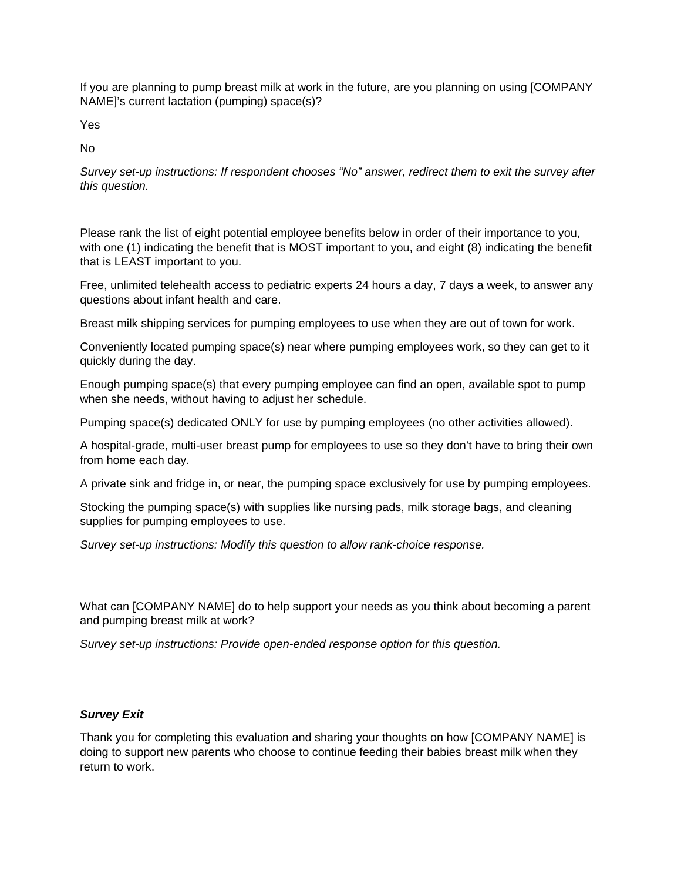If you are planning to pump breast milk at work in the future, are you planning on using [COMPANY NAME]'s current lactation (pumping) space(s)?

Yes

No

*Survey set-up instructions: If respondent chooses "No" answer, redirect them to exit the survey after this question.*

Please rank the list of eight potential employee benefits below in order of their importance to you, with one (1) indicating the benefit that is MOST important to you, and eight (8) indicating the benefit that is LEAST important to you.

Free, unlimited telehealth access to pediatric experts 24 hours a day, 7 days a week, to answer any questions about infant health and care.

Breast milk shipping services for pumping employees to use when they are out of town for work.

Conveniently located pumping space(s) near where pumping employees work, so they can get to it quickly during the day.

Enough pumping space(s) that every pumping employee can find an open, available spot to pump when she needs, without having to adjust her schedule.

Pumping space(s) dedicated ONLY for use by pumping employees (no other activities allowed).

A hospital-grade, multi-user breast pump for employees to use so they don't have to bring their own from home each day.

A private sink and fridge in, or near, the pumping space exclusively for use by pumping employees.

Stocking the pumping space(s) with supplies like nursing pads, milk storage bags, and cleaning supplies for pumping employees to use.

*Survey set-up instructions: Modify this question to allow rank-choice response.*

What can [COMPANY NAME] do to help support your needs as you think about becoming a parent and pumping breast milk at work?

*Survey set-up instructions: Provide open-ended response option for this question.*

***Survey Exit***

Thank you for completing this evaluation and sharing your thoughts on how [COMPANY NAME] is doing to support new parents who choose to continue feeding their babies breast milk when they return to work.